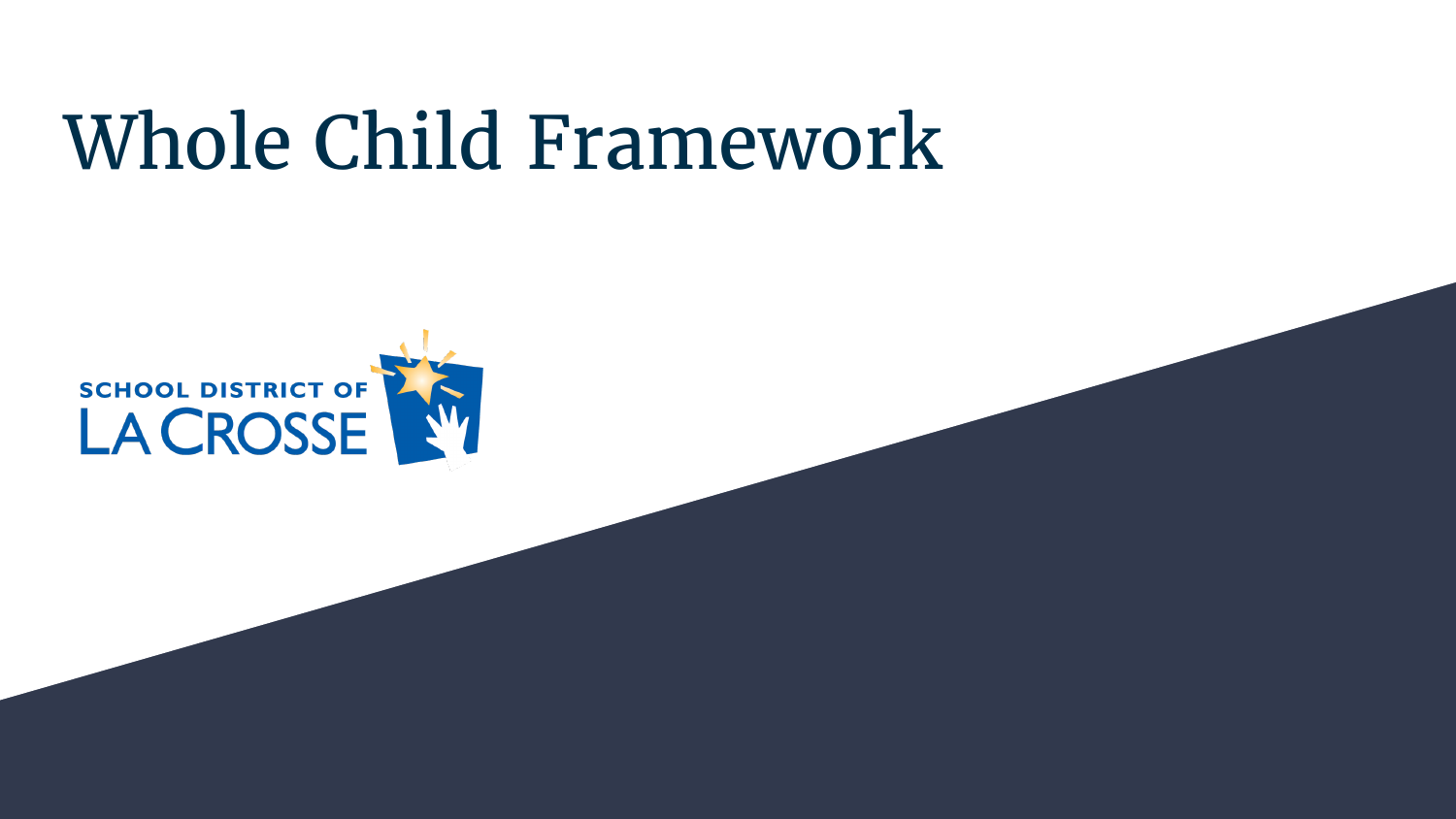# Whole Child Framework

SCHOOL DISTRICT OF LA CROSSE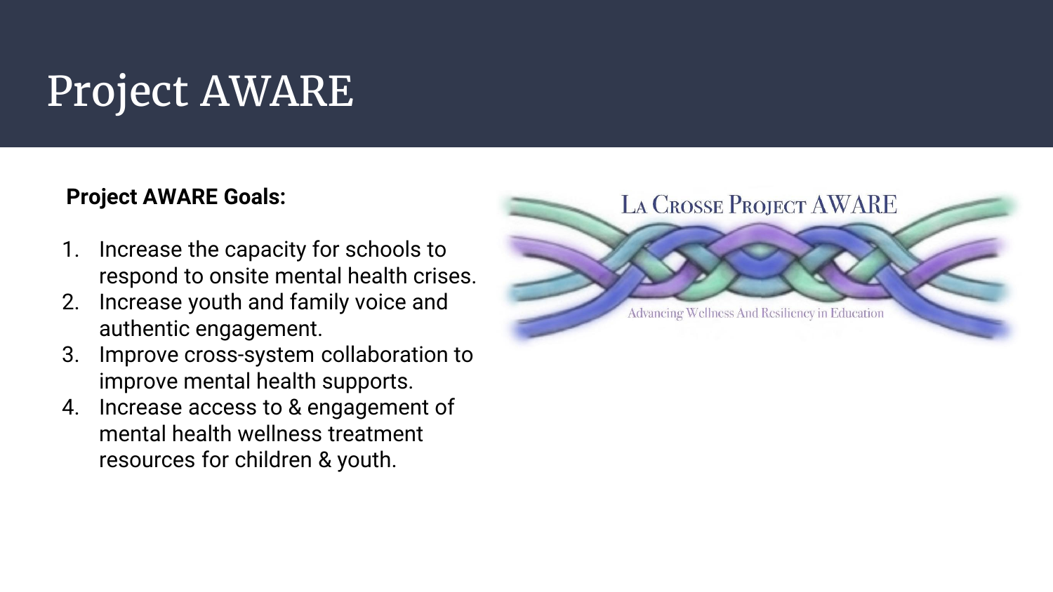# Project AWARE

**Project AWARE Goals:**

1. Increase the capacity for schools to respond to onsite mental health crises.
2. Increase youth and family voice and authentic engagement.
3. Improve cross-system collaboration to improve mental health supports.
4. Increase access to & engagement of mental health wellness treatment resources for children & youth.

La Crosse Project AWARE

Advancing Wellness And Resiliency in Education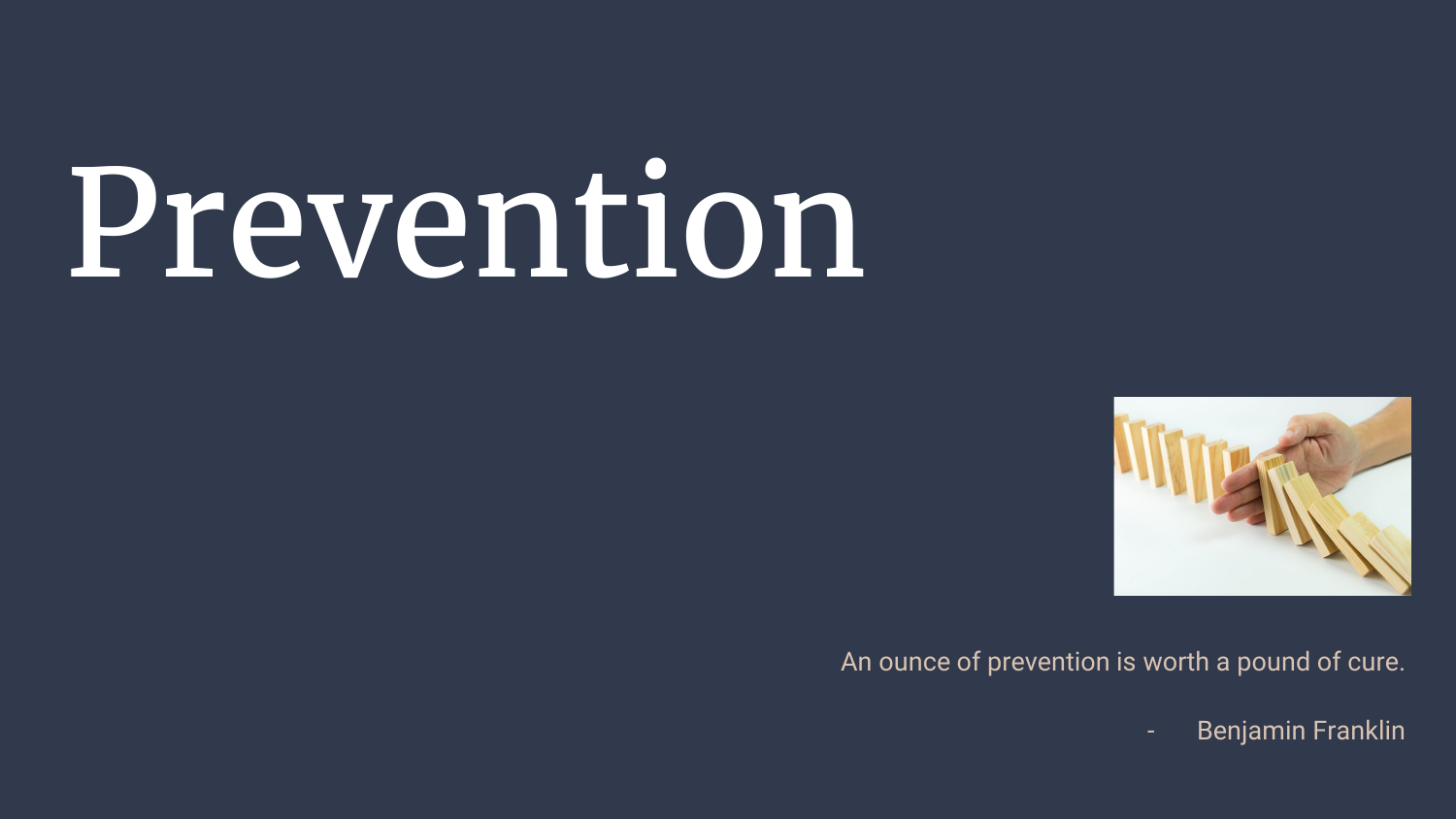# Prevention

An ounce of prevention is worth a pound of cure.

- Benjamin Franklin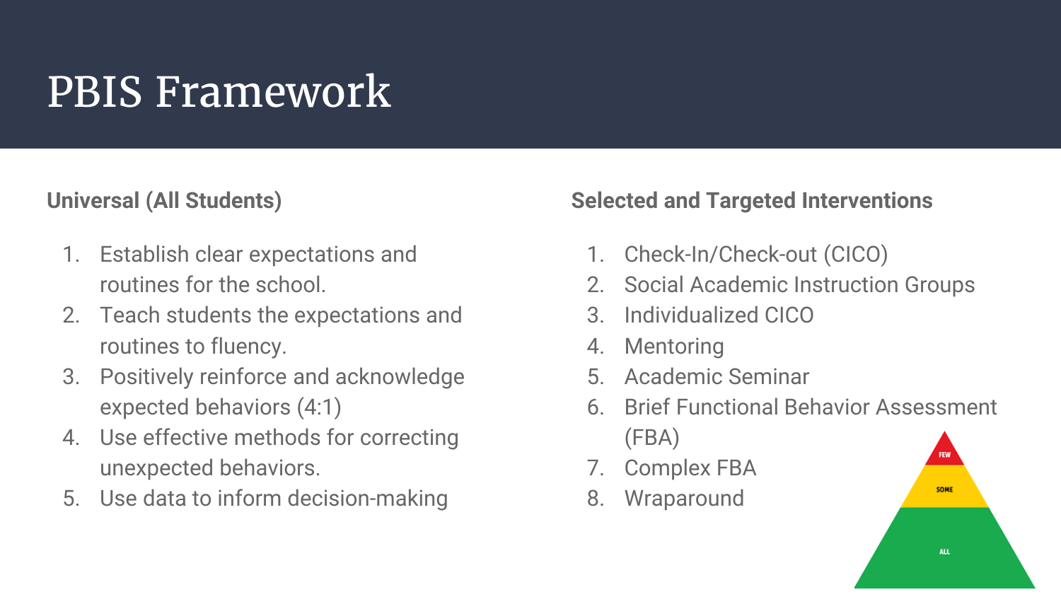# PBIS Framework

**Universal (All Students)**

1. Establish clear expectations and routines for the school.
2. Teach students the expectations and routines to fluency.
3. Positively reinforce and acknowledge expected behaviors (4:1)
4. Use effective methods for correcting unexpected behaviors.
5. Use data to inform decision-making

**Selected and Targeted Interventions**

1. Check-In/Check-out (CICO)
2. Social Academic Instruction Groups
3. Individualized CICO
4. Mentoring
5. Academic Seminar
6. Brief Functional Behavior Assessment (FBA)
7. Complex FBA
8. Wraparound

FEW

SOME

ALL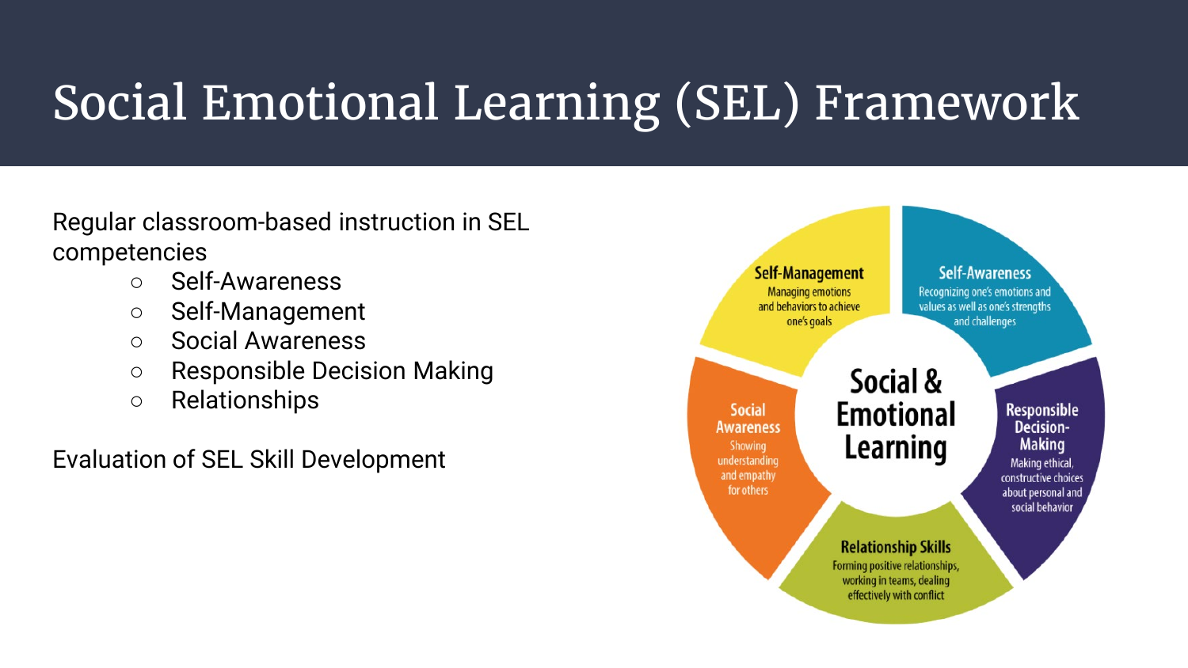# Social Emotional Learning (SEL) Framework

Regular classroom-based instruction in SEL competencies

- Self-Awareness
- Self-Management
- Social Awareness
- Responsible Decision Making
- Relationships

Evaluation of SEL Skill Development

**Social & Emotional Learning**

**Self-Management**
Managing emotions and behaviors to achieve one's goals

**Self-Awareness**
Recognizing one's emotions and values as well as one's strengths and challenges

**Social Awareness**
Showing understanding and empathy for others

**Responsible Decision-Making**
Making ethical, constructive choices about personal and social behavior

**Relationship Skills**
Forming positive relationships, working in teams, dealing effectively with conflict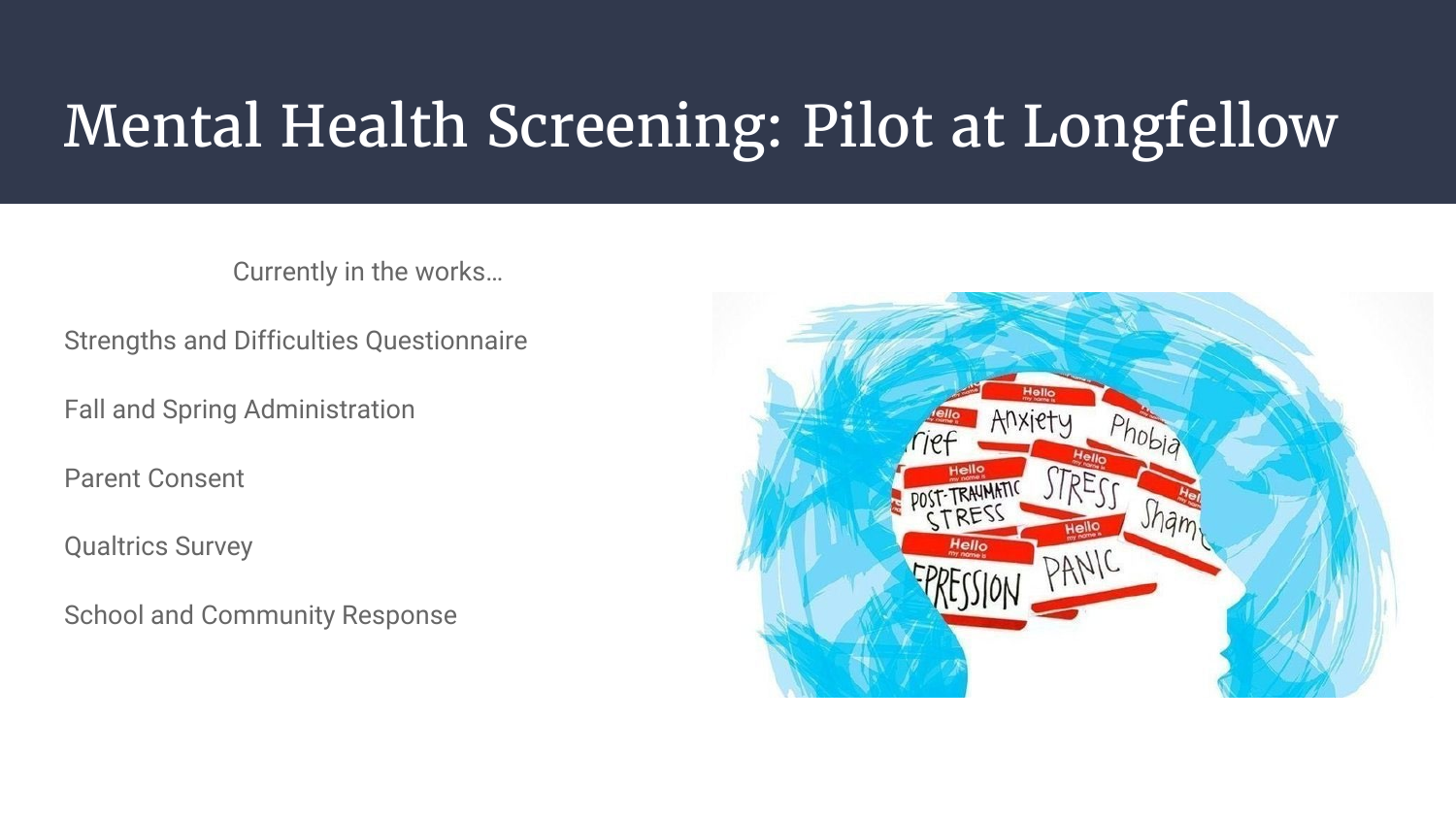# Mental Health Screening: Pilot at Longfellow

Currently in the works…

Strengths and Difficulties Questionnaire

Fall and Spring Administration

Parent Consent

Qualtrics Survey

School and Community Response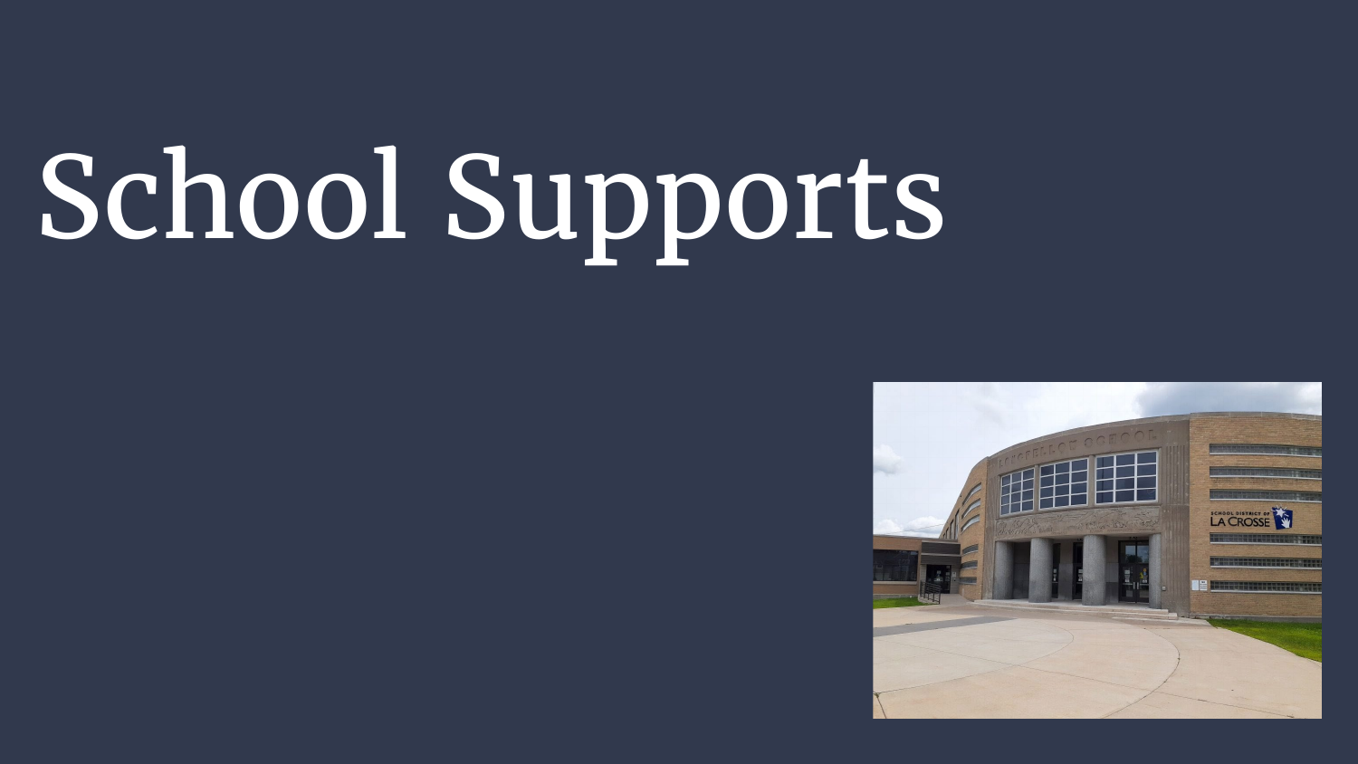# School Supports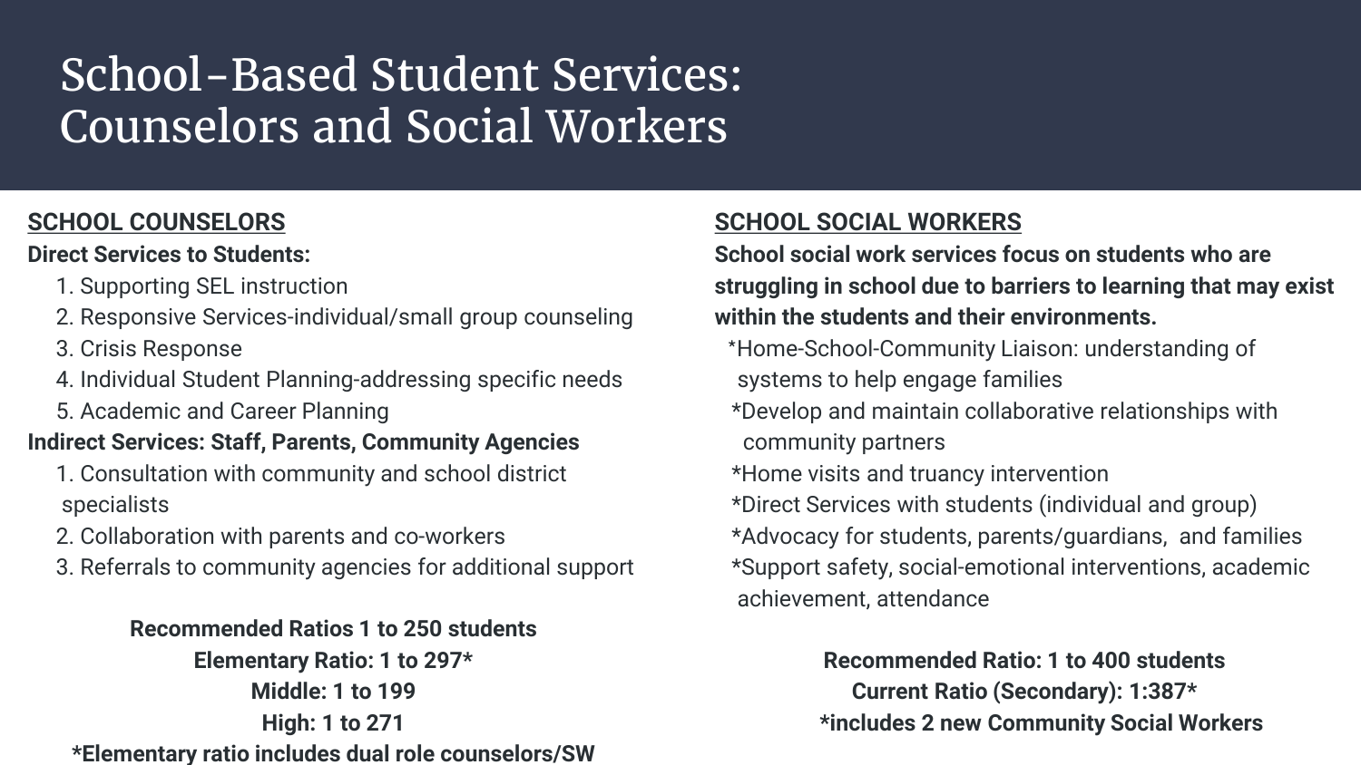# School-Based Student Services: Counselors and Social Workers

## SCHOOL COUNSELORS

**Direct Services to Students:**

1. Supporting SEL instruction
2. Responsive Services-individual/small group counseling
3. Crisis Response
4. Individual Student Planning-addressing specific needs
5. Academic and Career Planning

**Indirect Services: Staff, Parents, Community Agencies**

1. Consultation with community and school district specialists
2. Collaboration with parents and co-workers
3. Referrals to community agencies for additional support

**Recommended Ratios 1 to 250 students**
**Elementary Ratio: 1 to 297***
**Middle: 1 to 199**
**High: 1 to 271**
***Elementary ratio includes dual role counselors/SW**

## SCHOOL SOCIAL WORKERS

**School social work services focus on students who are struggling in school due to barriers to learning that may exist within the students and their environments.**

*Home-School-Community Liaison: understanding of systems to help engage families
*Develop and maintain collaborative relationships with community partners
*Home visits and truancy intervention
*Direct Services with students (individual and group)
*Advocacy for students, parents/guardians, and families
*Support safety, social-emotional interventions, academic achievement, attendance

**Recommended Ratio: 1 to 400 students**
**Current Ratio (Secondary): 1:387***
***includes 2 new Community Social Workers**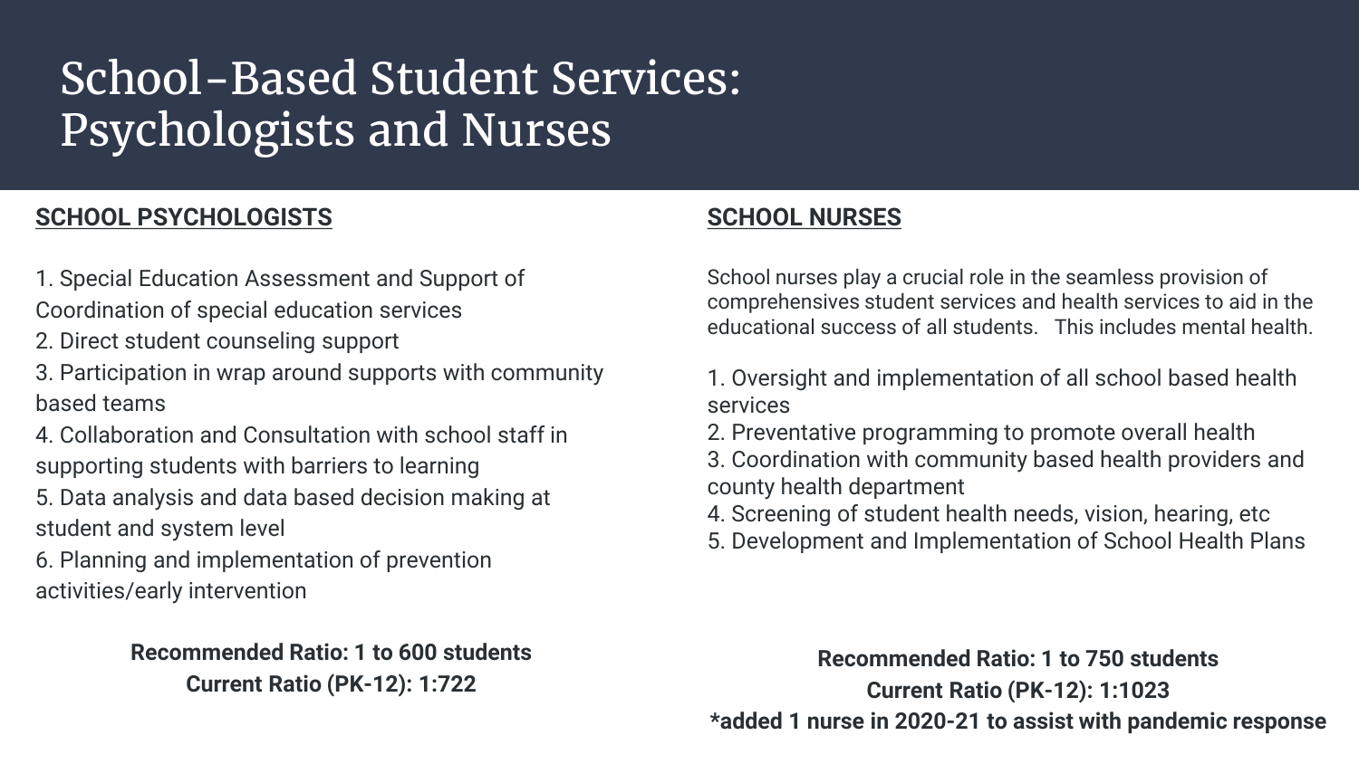# School-Based Student Services: Psychologists and Nurses

## SCHOOL PSYCHOLOGISTS

1. Special Education Assessment and Support of Coordination of special education services
2. Direct student counseling support
3. Participation in wrap around supports with community based teams
4. Collaboration and Consultation with school staff in supporting students with barriers to learning
5. Data analysis and data based decision making at student and system level
6. Planning and implementation of prevention activities/early intervention

**Recommended Ratio: 1 to 600 students**
**Current Ratio (PK-12): 1:722**

## SCHOOL NURSES

School nurses play a crucial role in the seamless provision of comprehensives student services and health services to aid in the educational success of all students. This includes mental health.

1. Oversight and implementation of all school based health services
2. Preventative programming to promote overall health
3. Coordination with community based health providers and county health department
4. Screening of student health needs, vision, hearing, etc
5. Development and Implementation of School Health Plans

**Recommended Ratio: 1 to 750 students**
**Current Ratio (PK-12): 1:1023**
***added 1 nurse in 2020-21 to assist with pandemic response**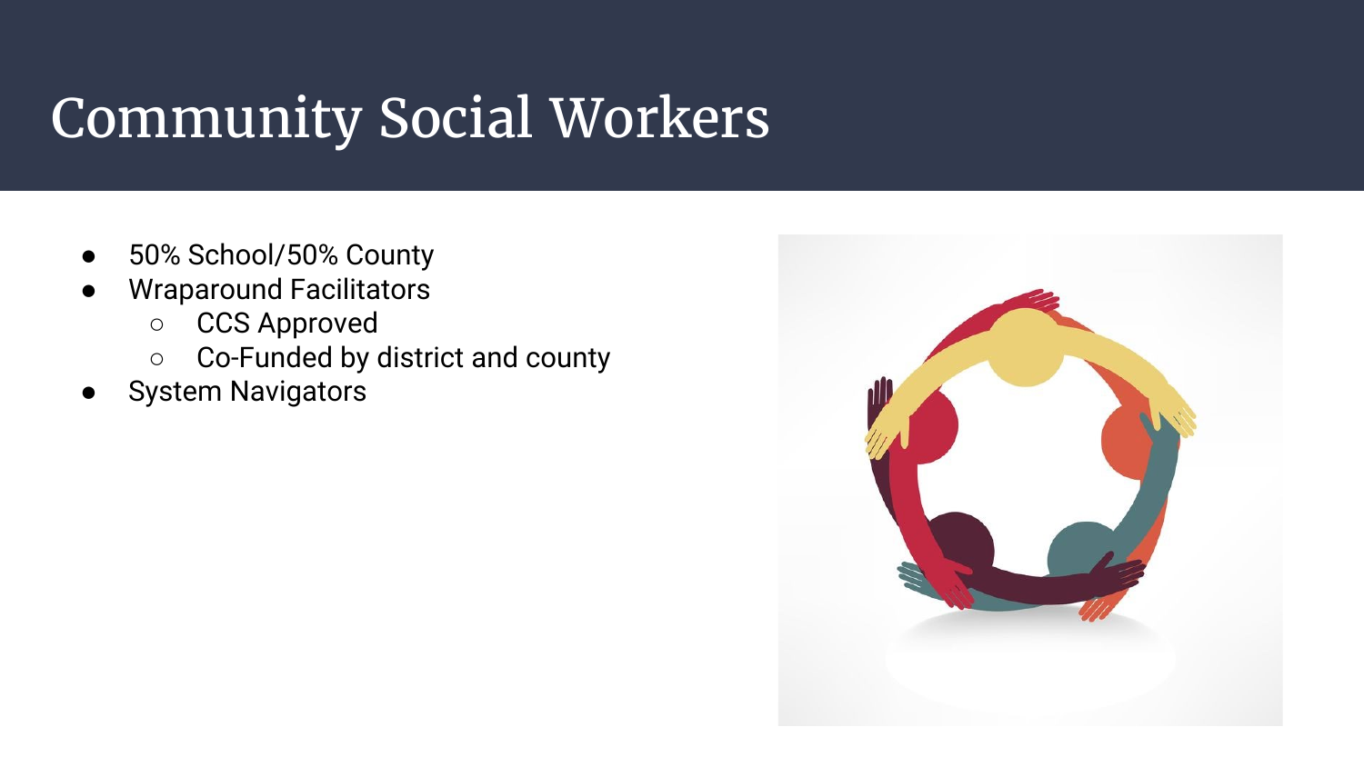# Community Social Workers

- 50% School/50% County
- Wraparound Facilitators
  - CCS Approved
  - Co-Funded by district and county
- System Navigators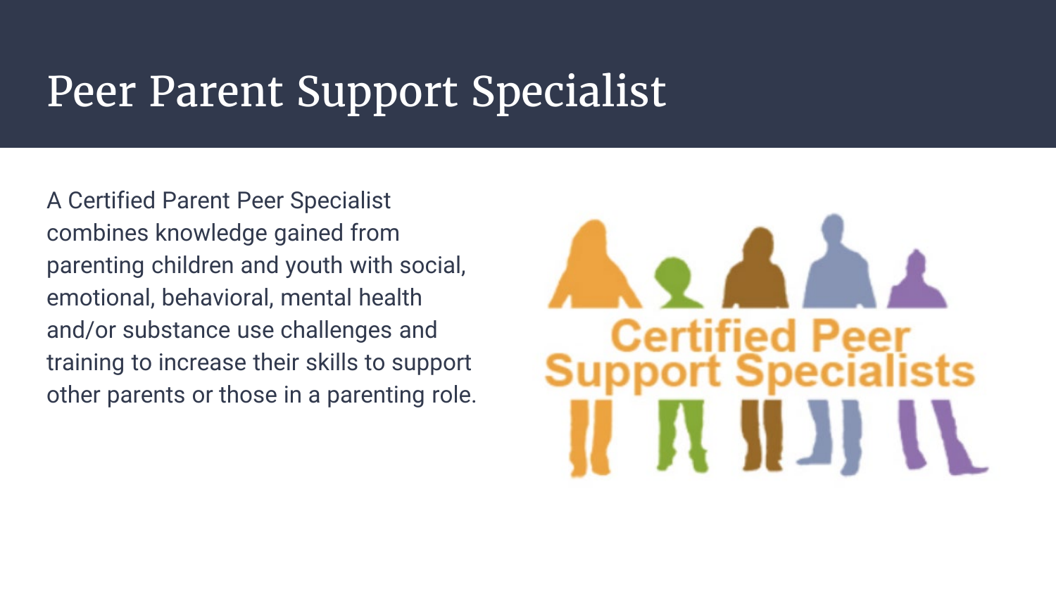# Peer Parent Support Specialist

A Certified Parent Peer Specialist combines knowledge gained from parenting children and youth with social, emotional, behavioral, mental health and/or substance use challenges and training to increase their skills to support other parents or those in a parenting role.

Certified Peer Support Specialists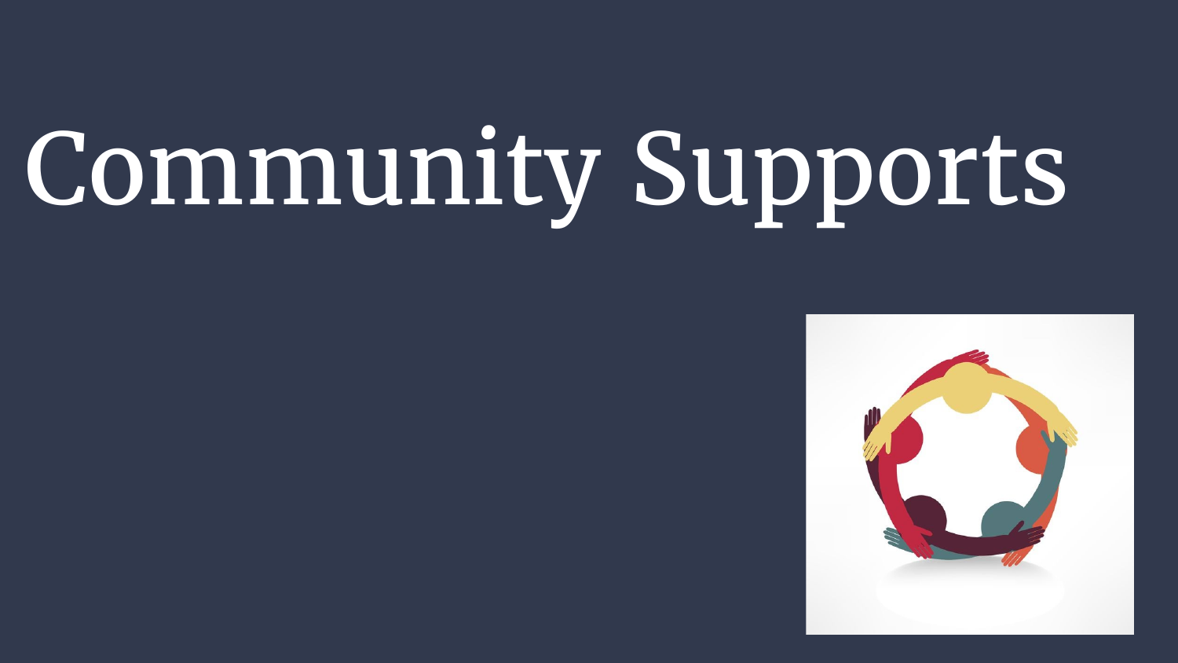# Community Supports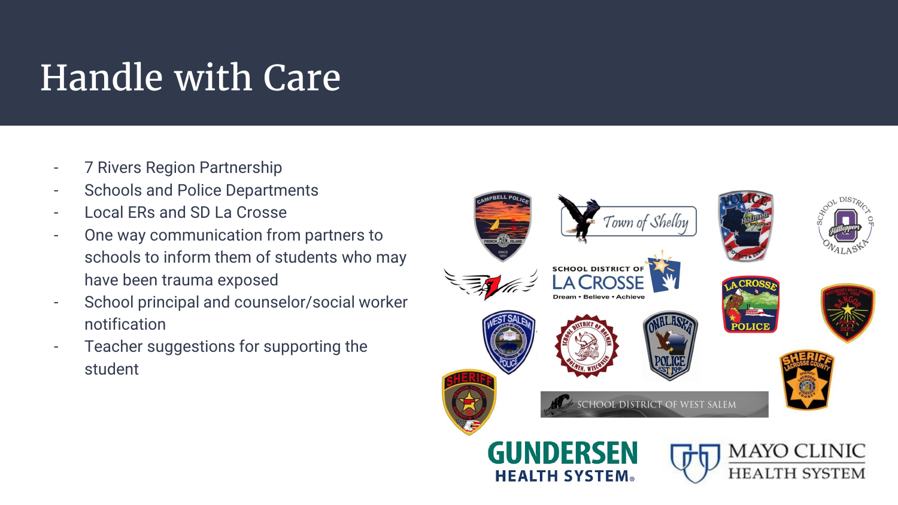# Handle with Care

- 7 Rivers Region Partnership
- Schools and Police Departments
- Local ERs and SD La Crosse
- One way communication from partners to schools to inform them of students who may have been trauma exposed
- School principal and counselor/social worker notification
- Teacher suggestions for supporting the student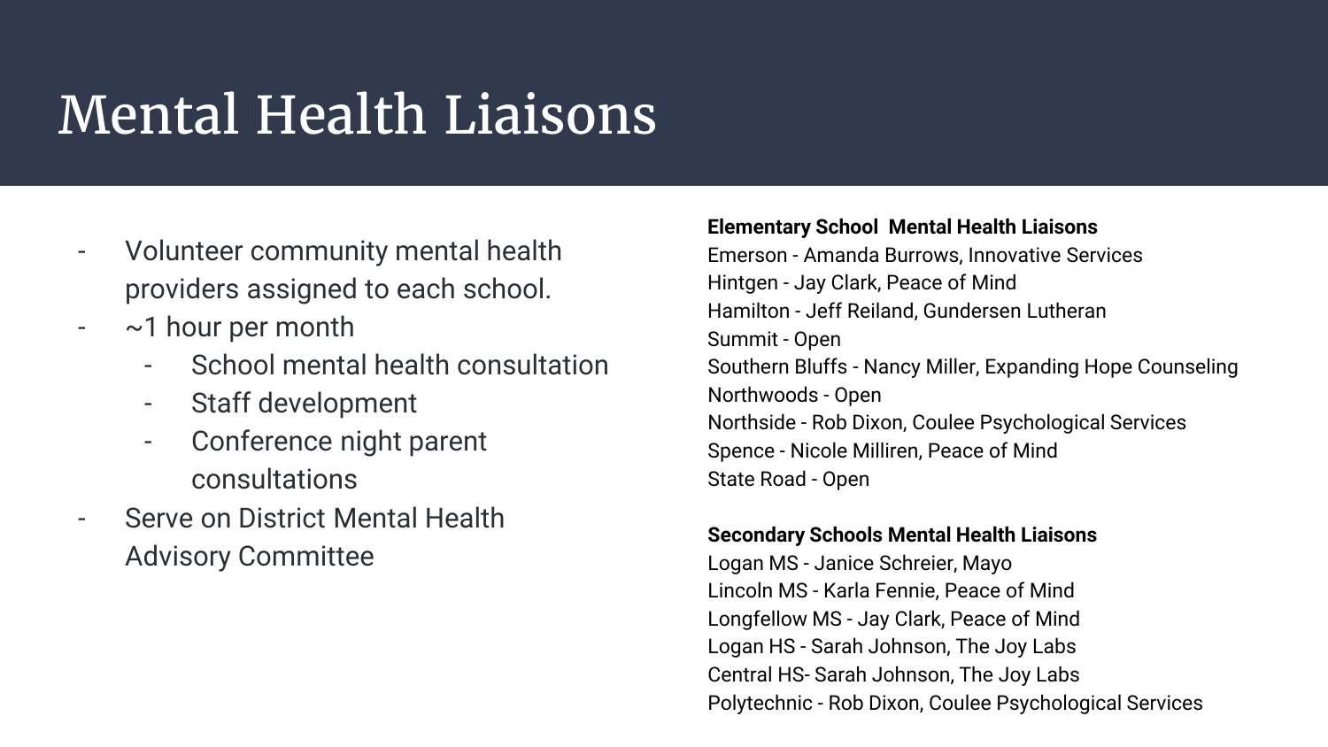# Mental Health Liaisons

- Volunteer community mental health providers assigned to each school.
- ~1 hour per month
  - School mental health consultation
  - Staff development
  - Conference night parent consultations
- Serve on District Mental Health Advisory Committee

**Elementary School Mental Health Liaisons**

Emerson - Amanda Burrows, Innovative Services
Hintgen - Jay Clark, Peace of Mind
Hamilton - Jeff Reiland, Gundersen Lutheran
Summit - Open
Southern Bluffs - Nancy Miller, Expanding Hope Counseling
Northwoods - Open
Northside - Rob Dixon, Coulee Psychological Services
Spence - Nicole Milliren, Peace of Mind
State Road - Open

**Secondary Schools Mental Health Liaisons**

Logan MS - Janice Schreier, Mayo
Lincoln MS - Karla Fennie, Peace of Mind
Longfellow MS - Jay Clark, Peace of Mind
Logan HS - Sarah Johnson, The Joy Labs
Central HS- Sarah Johnson, The Joy Labs
Polytechnic - Rob Dixon, Coulee Psychological Services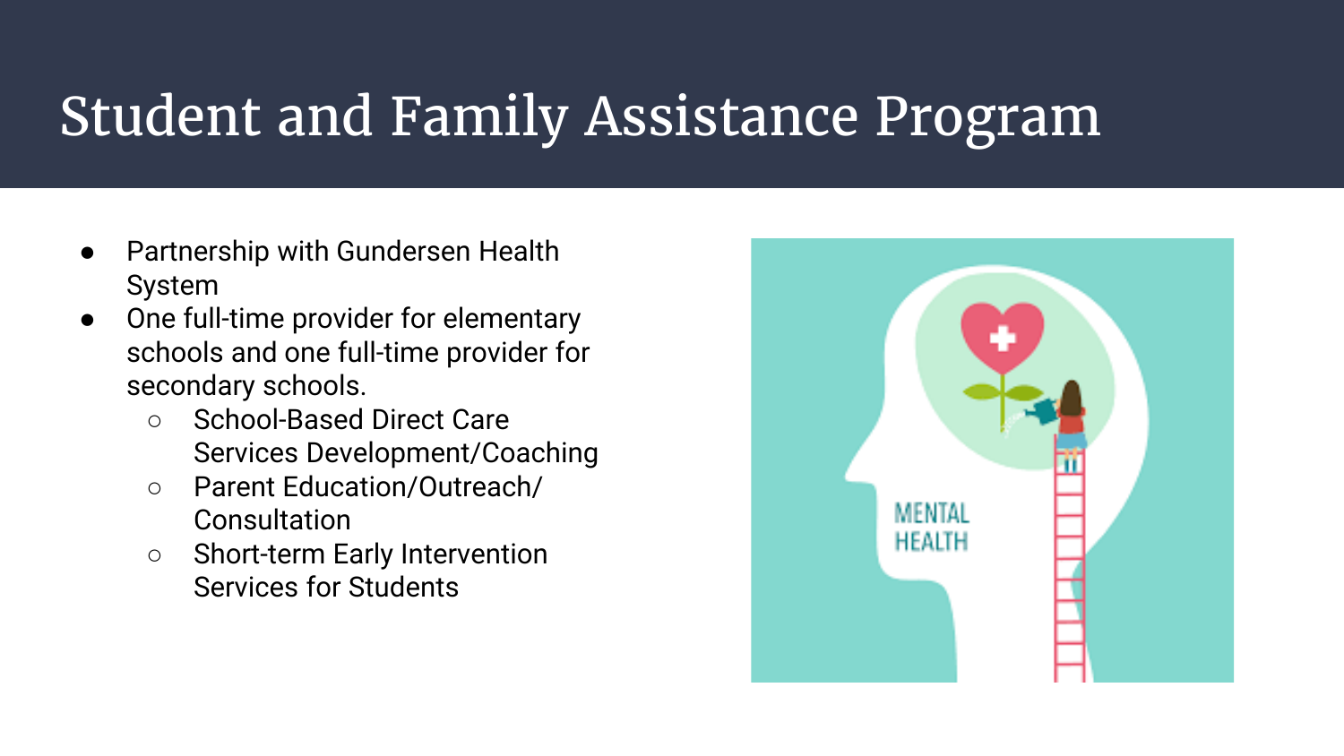# Student and Family Assistance Program

- Partnership with Gundersen Health System
- One full-time provider for elementary schools and one full-time provider for secondary schools.
    - School-Based Direct Care Services Development/Coaching
    - Parent Education/Outreach/ Consultation
    - Short-term Early Intervention Services for Students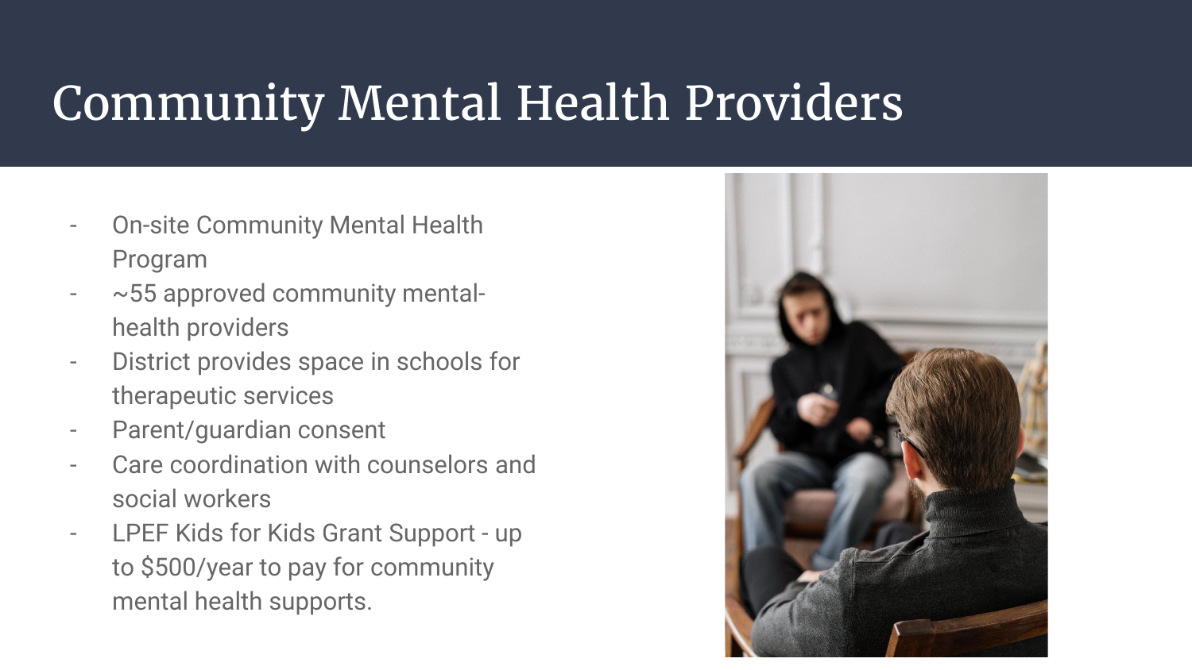# Community Mental Health Providers

- On-site Community Mental Health Program
- ~55 approved community mental-health providers
- District provides space in schools for therapeutic services
- Parent/guardian consent
- Care coordination with counselors and social workers
- LPEF Kids for Kids Grant Support - up to $500/year to pay for community mental health supports.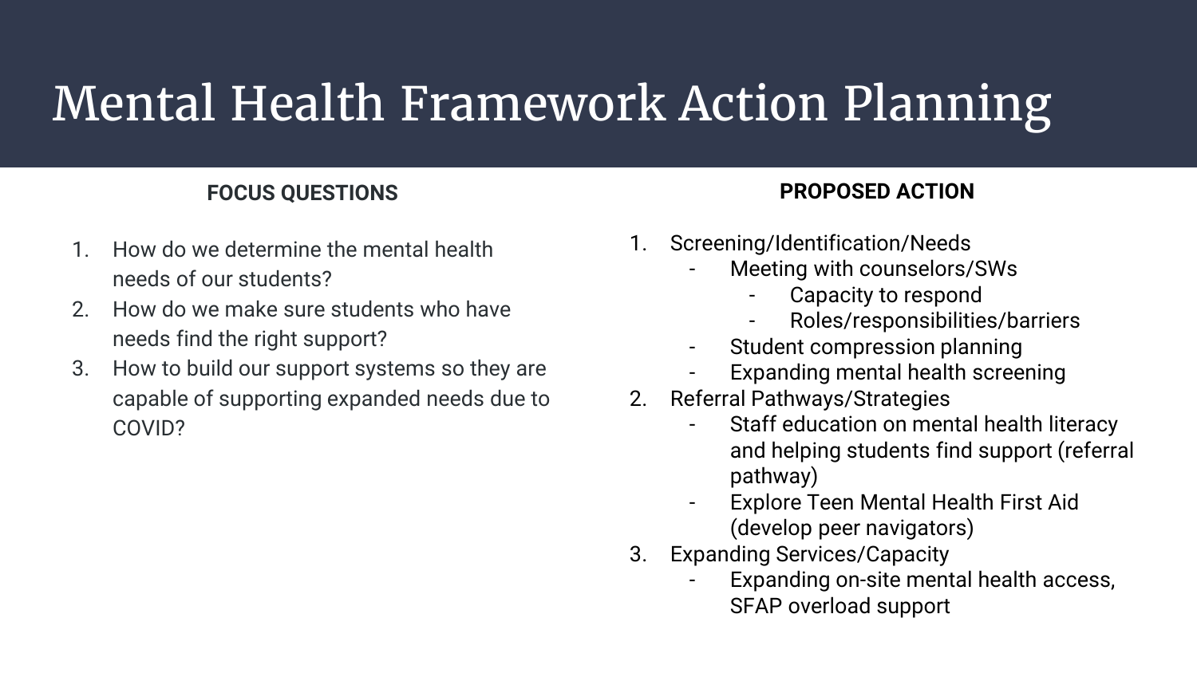# Mental Health Framework Action Planning

**FOCUS QUESTIONS**

1. How do we determine the mental health needs of our students?
2. How do we make sure students who have needs find the right support?
3. How to build our support systems so they are capable of supporting expanded needs due to COVID?

**PROPOSED ACTION**

1. Screening/Identification/Needs
   - Meeting with counselors/SWs
     - Capacity to respond
     - Roles/responsibilities/barriers
   - Student compression planning
   - Expanding mental health screening
2. Referral Pathways/Strategies
   - Staff education on mental health literacy and helping students find support (referral pathway)
   - Explore Teen Mental Health First Aid (develop peer navigators)
3. Expanding Services/Capacity
   - Expanding on-site mental health access, SFAP overload support